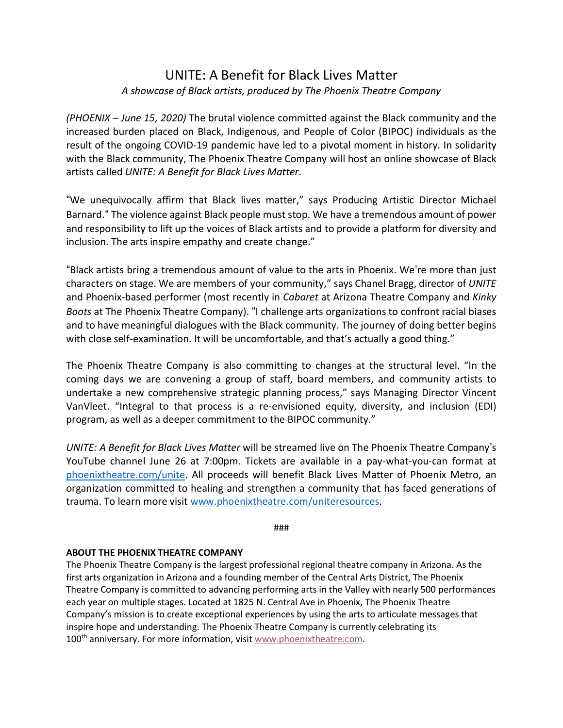# UNITE: A Benefit for Black Lives Matter

*A showcase of Black artists, produced by The Phoenix Theatre Company*

*(PHOENIX – June 15, 2020)* The brutal violence committed against the Black community and the increased burden placed on Black, Indigenous, and People of Color (BIPOC) individuals as the result of the ongoing COVID-19 pandemic have led to a pivotal moment in history. In solidarity with the Black community, The Phoenix Theatre Company will host an online showcase of Black artists called *UNITE: A Benefit for Black Lives Matter*.

"We unequivocally affirm that Black lives matter," says Producing Artistic Director Michael Barnard." The violence against Black people must stop. We have a tremendous amount of power and responsibility to lift up the voices of Black artists and to provide a platform for diversity and inclusion. The arts inspire empathy and create change."

"Black artists bring a tremendous amount of value to the arts in Phoenix. We're more than just characters on stage. We are members of your community," says Chanel Bragg, director of *UNITE* and Phoenix-based performer (most recently in *Cabaret* at Arizona Theatre Company and *Kinky Boots* at The Phoenix Theatre Company). "I challenge arts organizations to confront racial biases and to have meaningful dialogues with the Black community. The journey of doing better begins with close self-examination. It will be uncomfortable, and that's actually a good thing."

The Phoenix Theatre Company is also committing to changes at the structural level. "In the coming days we are convening a group of staff, board members, and community artists to undertake a new comprehensive strategic planning process," says Managing Director Vincent VanVleet. "Integral to that process is a re-envisioned equity, diversity, and inclusion (EDI) program, as well as a deeper commitment to the BIPOC community."

*UNITE: A Benefit for Black Lives Matter* will be streamed live on The Phoenix Theatre Company's YouTube channel June 26 at 7:00pm. Tickets are available in a pay-what-you-can format at [phoenixtheatre.com/unite](phoenixtheatre.com/unite). All proceeds will benefit Black Lives Matter of Phoenix Metro, an organization committed to healing and strengthen a community that has faced generations of trauma. To learn more visit [www.phoenixtheatre.com/uniteresources](www.phoenixtheatre.com/uniteresources).

###

**ABOUT THE PHOENIX THEATRE COMPANY**

The Phoenix Theatre Company is the largest professional regional theatre company in Arizona. As the first arts organization in Arizona and a founding member of the Central Arts District, The Phoenix Theatre Company is committed to advancing performing arts in the Valley with nearly 500 performances each year on multiple stages. Located at 1825 N. Central Ave in Phoenix, The Phoenix Theatre Company's mission is to create exceptional experiences by using the arts to articulate messages that inspire hope and understanding. The Phoenix Theatre Company is currently celebrating its 100th anniversary. For more information, visit [www.phoenixtheatre.com](www.phoenixtheatre.com).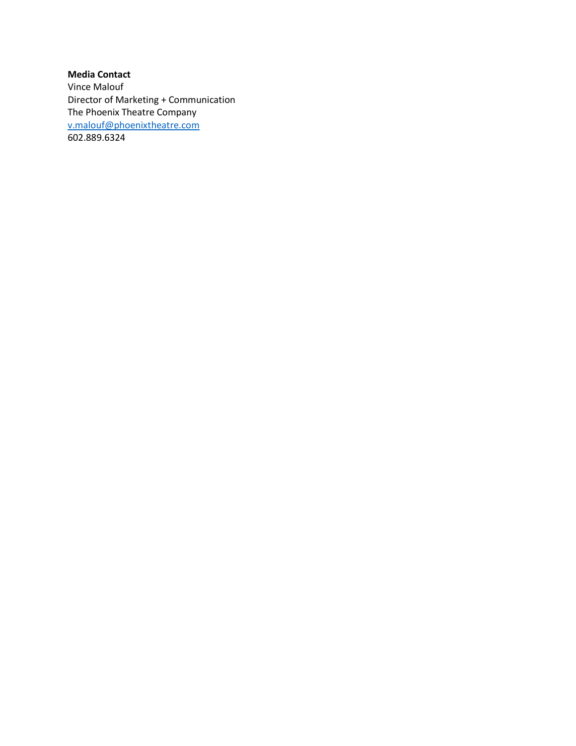**Media Contact**
Vince Malouf
Director of Marketing + Communication
The Phoenix Theatre Company
v.malouf@phoenixtheatre.com
602.889.6324